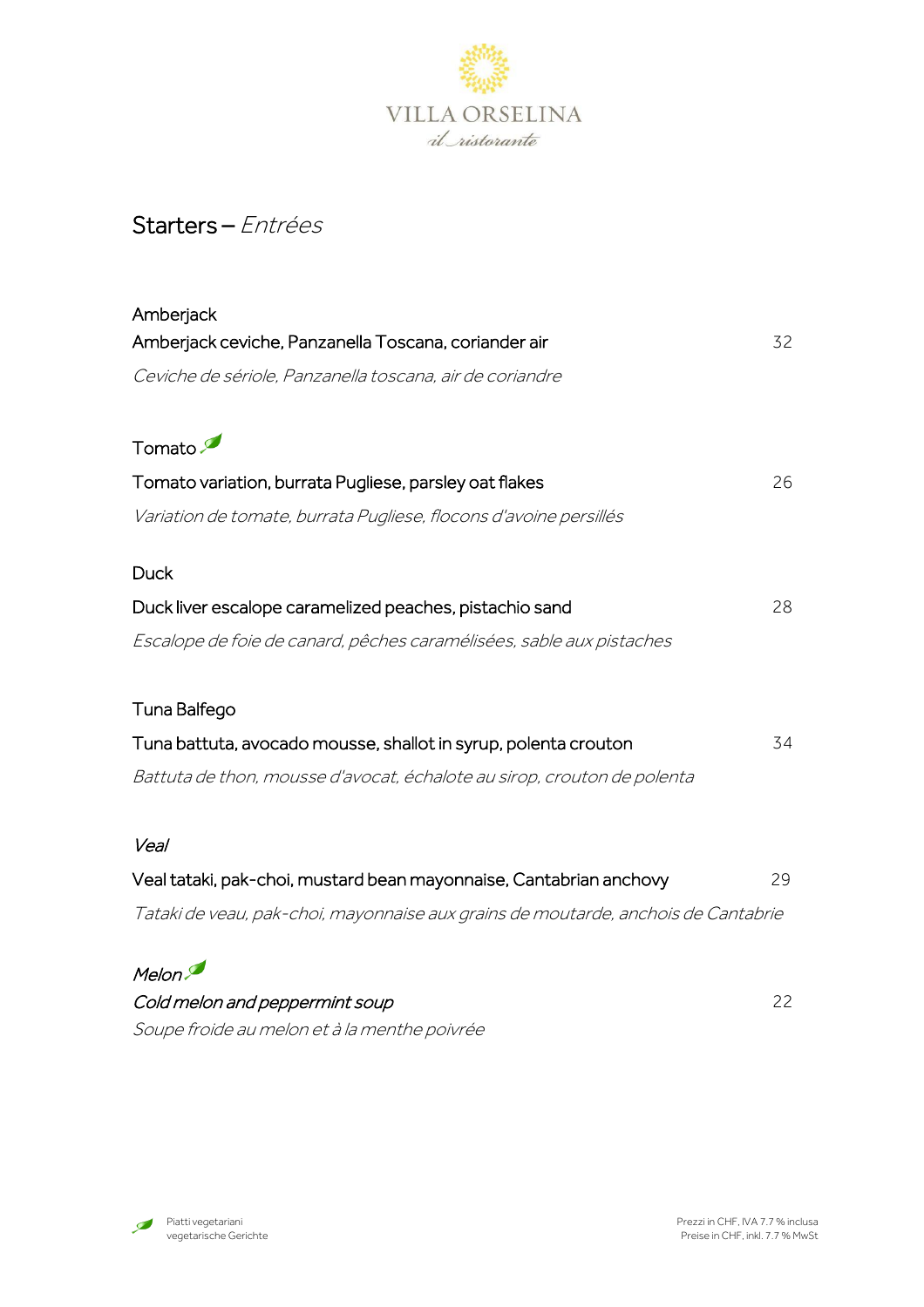VILLA ORSELINA

*il ristorante*

# Starters – *Entrées*

Amberjack

Amberjack ceviche, Panzanella Toscana, coriander air 32

*Ceviche de sériole, Panzanella toscana, air de coriandre*

Tomato 🌿

Tomato variation, burrata Pugliese, parsley oat flakes 26

*Variation de tomate, burrata Pugliese, flocons d'avoine persillés*

Duck

Duck liver escalope caramelized peaches, pistachio sand 28

*Escalope de foie de canard, pêches caramélisées, sable aux pistaches*

Tuna Balfego

Tuna battuta, avocado mousse, shallot in syrup, polenta crouton 34

*Battuta de thon, mousse d'avocat, échalote au sirop, crouton de polenta*

*Veal*

Veal tataki, pak-choi, mustard bean mayonnaise, Cantabrian anchovy 29

*Tataki de veau, pak-choi, mayonnaise aux grains de moutarde, anchois de Cantabrie*

*Melon* 🌿

*Cold melon and peppermint soup* 22

*Soupe froide au melon et à la menthe poivrée*

🌿 Piatti vegetariani
vegetarische Gerichte

Prezzi in CHF, IVA 7.7 % inclusa
Preise in CHF, inkl. 7.7 % MwSt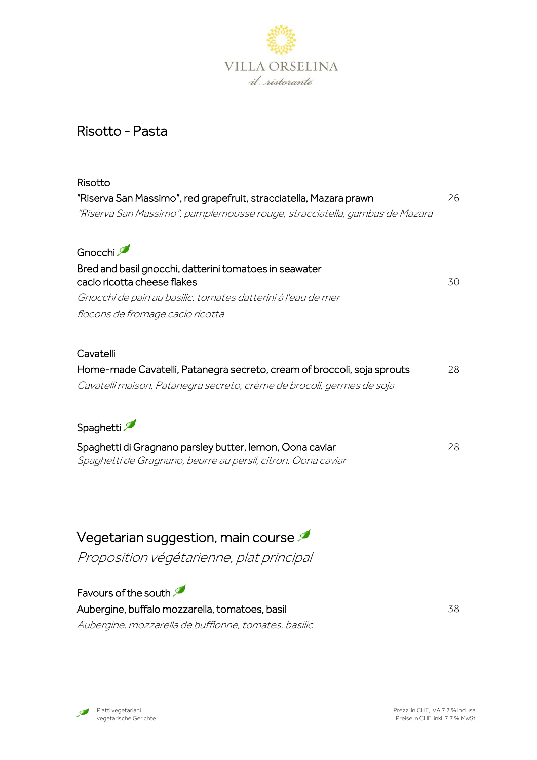VILLA ORSELINA

*il ristorante*

## Risotto - Pasta

Risotto

"Riserva San Massimo", red grapefruit, stracciatella, Mazara prawn 26

*"Riserva San Massimo", pamplemousse rouge, stracciatella, gambas de Mazara*

Gnocchi

Bred and basil gnocchi, datterini tomatoes in seawater
cacio ricotta cheese flakes 30

*Gnocchi de pain au basilic, tomates datterini à l'eau de mer*

*flocons de fromage cacio ricotta*

Cavatelli

Home-made Cavatelli, Patanegra secreto, cream of broccoli, soja sprouts 28

*Cavatelli maison, Patanegra secreto, crème de brocoli, germes de soja*

Spaghetti

Spaghetti di Gragnano parsley butter, lemon, Oona caviar 28

*Spaghetti de Gragnano, beurre au persil, citron, Oona caviar*

## Vegetarian suggestion, main course

*Proposition végétarienne, plat principal*

Favours of the south

Aubergine, buffalo mozzarella, tomatoes, basil 38

*Aubergine, mozzarella de bufflonne, tomates, basilic*

Piatti vegetariani
vegetarische Gerichte

Prezzi in CHF, IVA 7.7 % inclusa
Preise in CHF, inkl. 7.7 % MwSt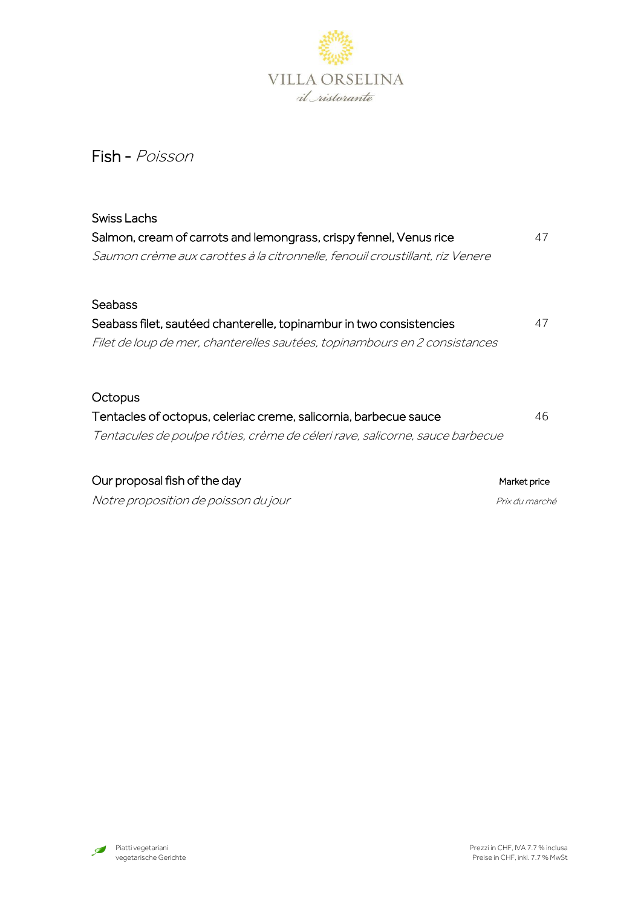VILLA ORSELINA

*il ristorante*

# Fish - *Poisson*

Swiss Lachs

Salmon, cream of carrots and lemongrass, crispy fennel, Venus rice — 47

*Saumon crème aux carottes à la citronnelle, fenouil croustillant, riz Venere*

Seabass

Seabass filet, sautéed chanterelle, topinambur in two consistencies — 47

*Filet de loup de mer, chanterelles sautées, topinambours en 2 consistances*

Octopus

Tentacles of octopus, celeriac creme, salicornia, barbecue sauce — 46

*Tentacules de poulpe rôties, crème de céleri rave, salicorne, sauce barbecue*

Our proposal fish of the day — Market price

*Notre proposition de poisson du jour* — *Prix du marché*

Piatti vegetariani
vegetarische Gerichte

Prezzi in CHF, IVA 7.7 % inclusa
Preise in CHF, inkl. 7.7 % MwSt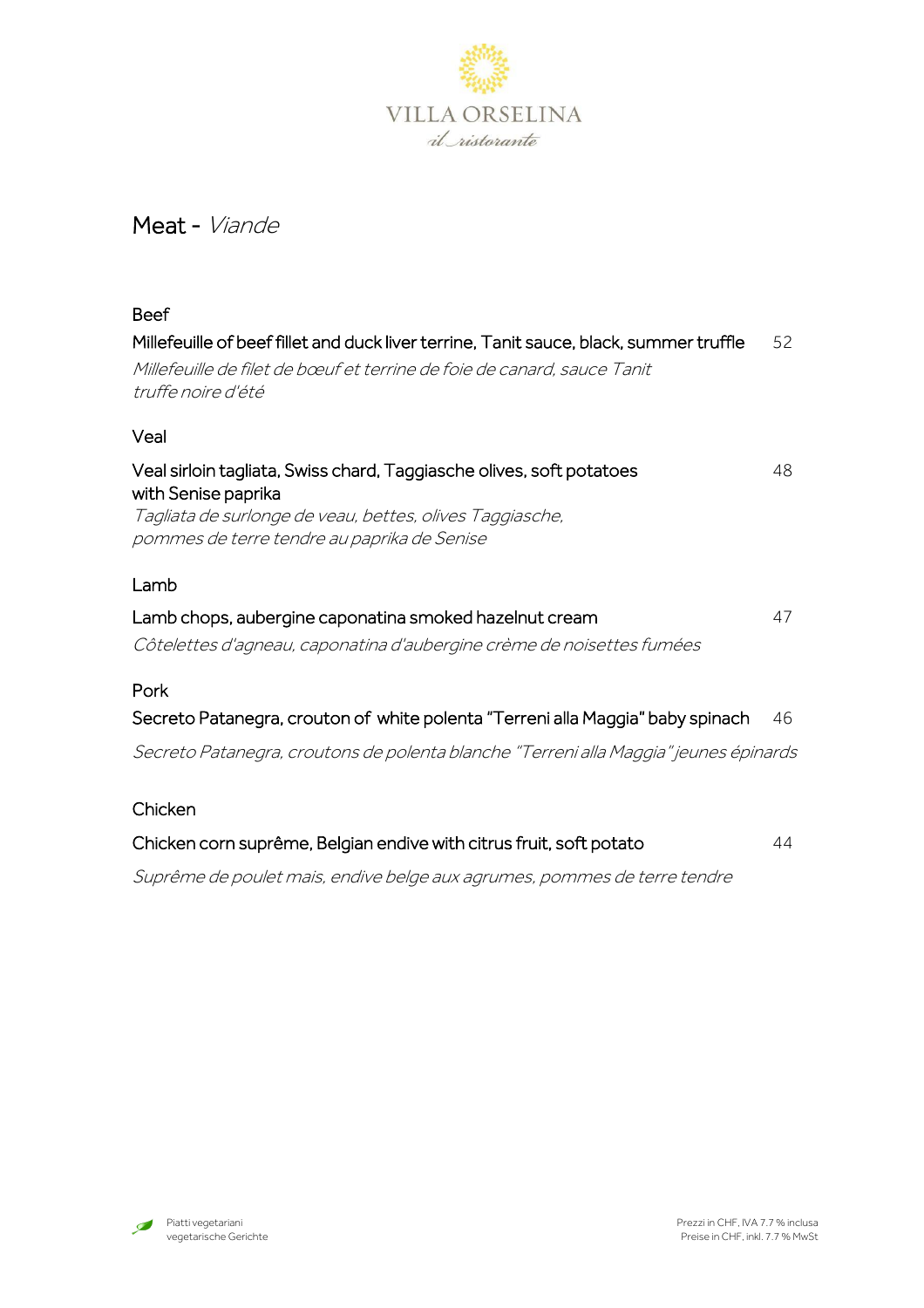VILLA ORSELINA
*il ristorante*

# Meat - *Viande*

## Beef

Millefeuille of beef fillet and duck liver terrine, Tanit sauce, black, summer truffle 52

*Millefeuille de filet de bœuf et terrine de foie de canard, sauce Tanit truffe noire d'été*

## Veal

Veal sirloin tagliata, Swiss chard, Taggiasche olives, soft potatoes with Senise paprika 48

*Tagliata de surlonge de veau, bettes, olives Taggiasche, pommes de terre tendre au paprika de Senise*

## Lamb

Lamb chops, aubergine caponatina smoked hazelnut cream 47

*Côtelettes d'agneau, caponatina d'aubergine crème de noisettes fumées*

## Pork

Secreto Patanegra, crouton of white polenta "Terreni alla Maggia" baby spinach 46

*Secreto Patanegra, croutons de polenta blanche "Terreni alla Maggia" jeunes épinards*

## Chicken

Chicken corn suprême, Belgian endive with citrus fruit, soft potato 44

*Suprême de poulet mais, endive belge aux agrumes, pommes de terre tendre*

Piatti vegetariani
vegetarische Gerichte

Prezzi in CHF, IVA 7.7 % inclusa
Preise in CHF, inkl. 7.7 % MwSt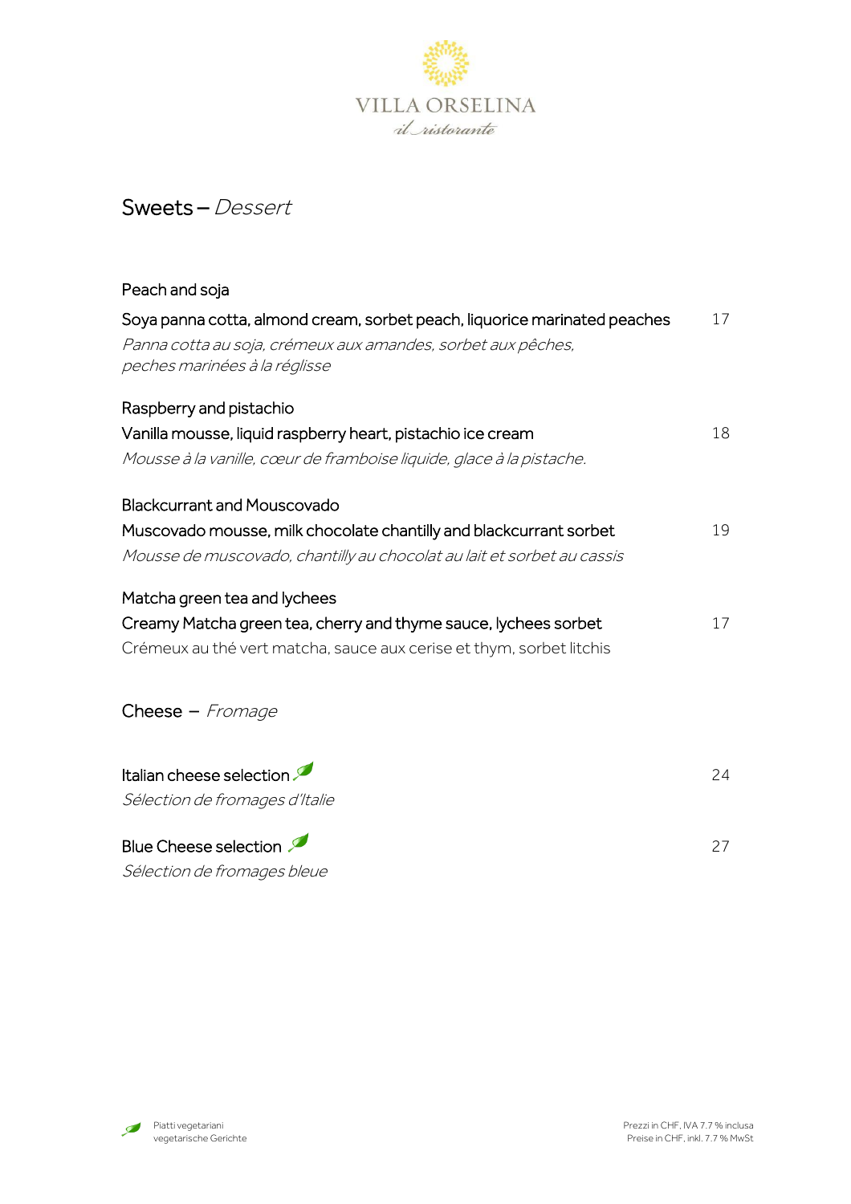VILLA ORSELINA

*il ristorante*

## Sweets – *Dessert*

Peach and soja

Soya panna cotta, almond cream, sorbet peach, liquorice marinated peaches 17

*Panna cotta au soja, crémeux aux amandes, sorbet aux pêches, peches marinées à la réglisse*

Raspberry and pistachio

Vanilla mousse, liquid raspberry heart, pistachio ice cream 18

*Mousse à la vanille, cœur de framboise liquide, glace à la pistache.*

Blackcurrant and Mouscovado

Muscovado mousse, milk chocolate chantilly and blackcurrant sorbet 19

*Mousse de muscovado, chantilly au chocolat au lait et sorbet au cassis*

Matcha green tea and lychees

Creamy Matcha green tea, cherry and thyme sauce, lychees sorbet 17

Crémeux au thé vert matcha, sauce aux cerise et thym, sorbet litchis

## Cheese – *Fromage*

Italian cheese selection 🍃 24

*Sélection de fromages d'Italie*

Blue Cheese selection 🍃 27

*Sélection de fromages bleue*

🍃 Piatti vegetariani
vegetarische Gerichte

Prezzi in CHF, IVA 7.7 % inclusa
Preise in CHF, inkl. 7.7 % MwSt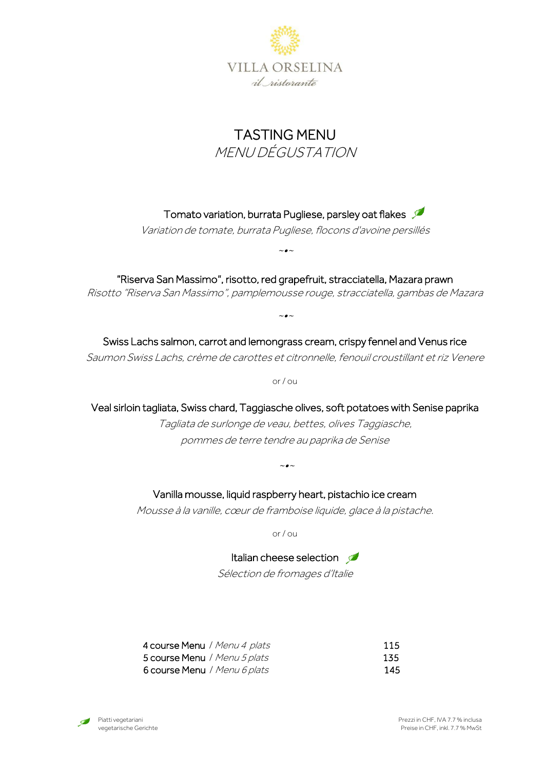VILLA ORSELINA

*il ristorante*

# TASTING MENU

*MENU DÉGUSTATION*

Tomato variation, burrata Pugliese, parsley oat flakes

*Variation de tomate, burrata Pugliese, flocons d'avoine persillés*

~•~

"Riserva San Massimo", risotto, red grapefruit, stracciatella, Mazara prawn

*Risotto "Riserva San Massimo", pamplemousse rouge, stracciatella, gambas de Mazara*

~•~

Swiss Lachs salmon, carrot and lemongrass cream, crispy fennel and Venus rice

*Saumon Swiss Lachs, crème de carottes et citronnelle, fenouil croustillant et riz Venere*

or / ou

Veal sirloin tagliata, Swiss chard, Taggiasche olives, soft potatoes with Senise paprika

*Tagliata de surlonge de veau, bettes, olives Taggiasche, pommes de terre tendre au paprika de Senise*

~•~

Vanilla mousse, liquid raspberry heart, pistachio ice cream

*Mousse à la vanille, cœur de framboise liquide, glace à la pistache.*

or / ou

Italian cheese selection

*Sélection de fromages d'Italie*

| | |
|---|---|
| 4 course Menu / *Menu 4 plats* | 115 |
| 5 course Menu / *Menu 5 plats* | 135 |
| 6 course Menu / *Menu 6 plats* | 145 |

Piatti vegetariani
vegetarische Gerichte

Prezzi in CHF, IVA 7.7 % inclusa
Preise in CHF, inkl. 7.7 % MwSt